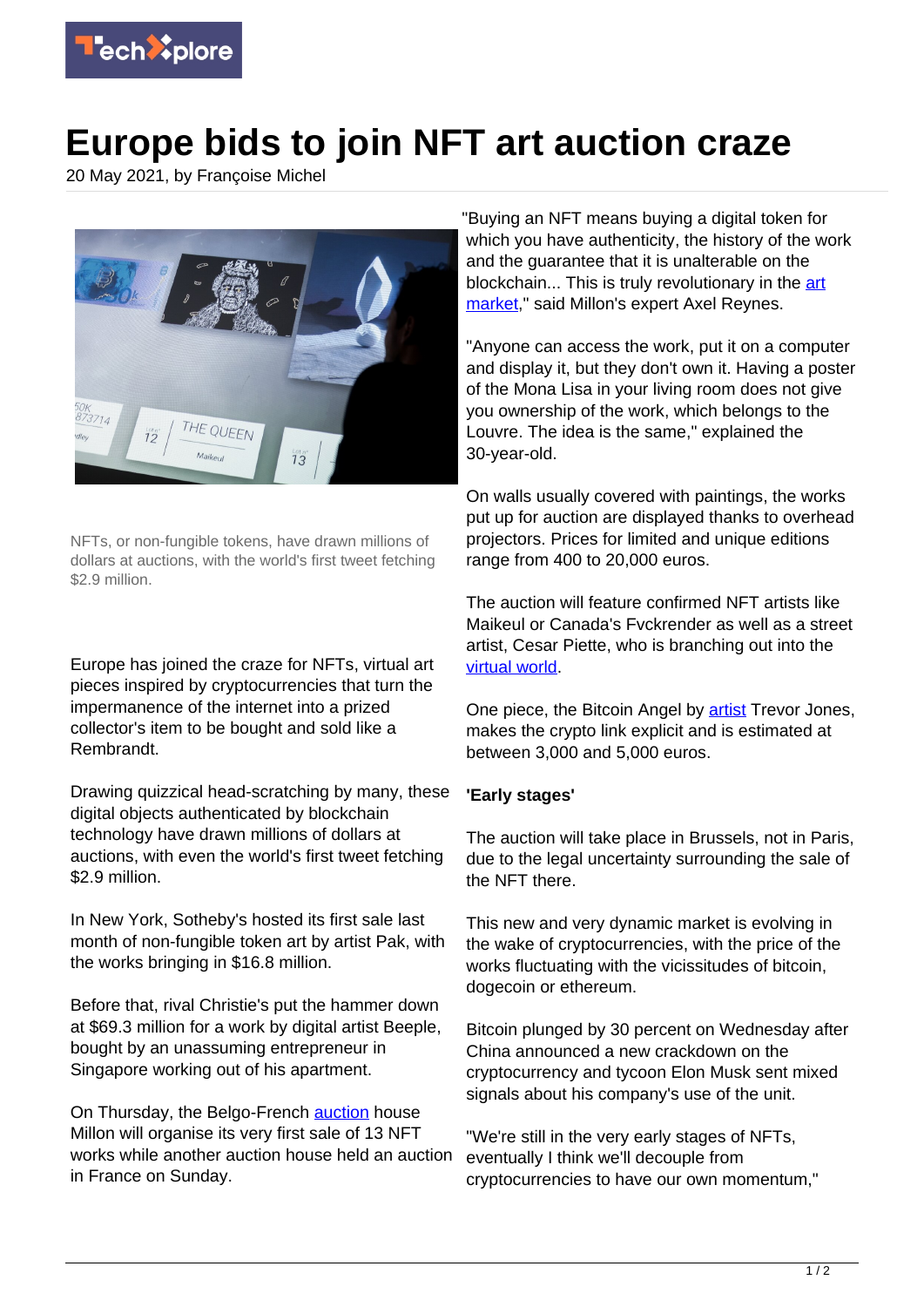# Europe bids to join NFT art auction craze

20 May 2021, by Françoise Michel

NFTs, or non-fungible tokens, have drawn millions of dollars at auctions, with the world's first tweet fetching $2.9 million.

Europe has joined the craze for NFTs, virtual art pieces inspired by cryptocurrencies that turn the impermanence of the internet into a prized collector's item to be bought and sold like a Rembrandt.

Drawing quizzical head-scratching by many, these digital objects authenticated by blockchain technology have drawn millions of dollars at auctions, with even the world's first tweet fetching $2.9 million.

In New York, Sotheby's hosted its first sale last month of non-fungible token art by artist Pak, with the works bringing in $16.8 million.

Before that, rival Christie's put the hammer down at $69.3 million for a work by digital artist Beeple, bought by an unassuming entrepreneur in Singapore working out of his apartment.

On Thursday, the Belgo-French auction house Millon will organise its very first sale of 13 NFT works while another auction house held an auction in France on Sunday.

"Buying an NFT means buying a digital token for which you have authenticity, the history of the work and the guarantee that it is unalterable on the blockchain... This is truly revolutionary in the art market," said Millon's expert Axel Reynes.

"Anyone can access the work, put it on a computer and display it, but they don't own it. Having a poster of the Mona Lisa in your living room does not give you ownership of the work, which belongs to the Louvre. The idea is the same," explained the 30-year-old.

On walls usually covered with paintings, the works put up for auction are displayed thanks to overhead projectors. Prices for limited and unique editions range from 400 to 20,000 euros.

The auction will feature confirmed NFT artists like Maikeul or Canada's Fvckrender as well as a street artist, Cesar Piette, who is branching out into the virtual world.

One piece, the Bitcoin Angel by artist Trevor Jones, makes the crypto link explicit and is estimated at between 3,000 and 5,000 euros.

**'Early stages'**

The auction will take place in Brussels, not in Paris, due to the legal uncertainty surrounding the sale of the NFT there.

This new and very dynamic market is evolving in the wake of cryptocurrencies, with the price of the works fluctuating with the vicissitudes of bitcoin, dogecoin or ethereum.

Bitcoin plunged by 30 percent on Wednesday after China announced a new crackdown on the cryptocurrency and tycoon Elon Musk sent mixed signals about his company's use of the unit.

"We're still in the very early stages of NFTs, eventually I think we'll decouple from cryptocurrencies to have our own momentum,"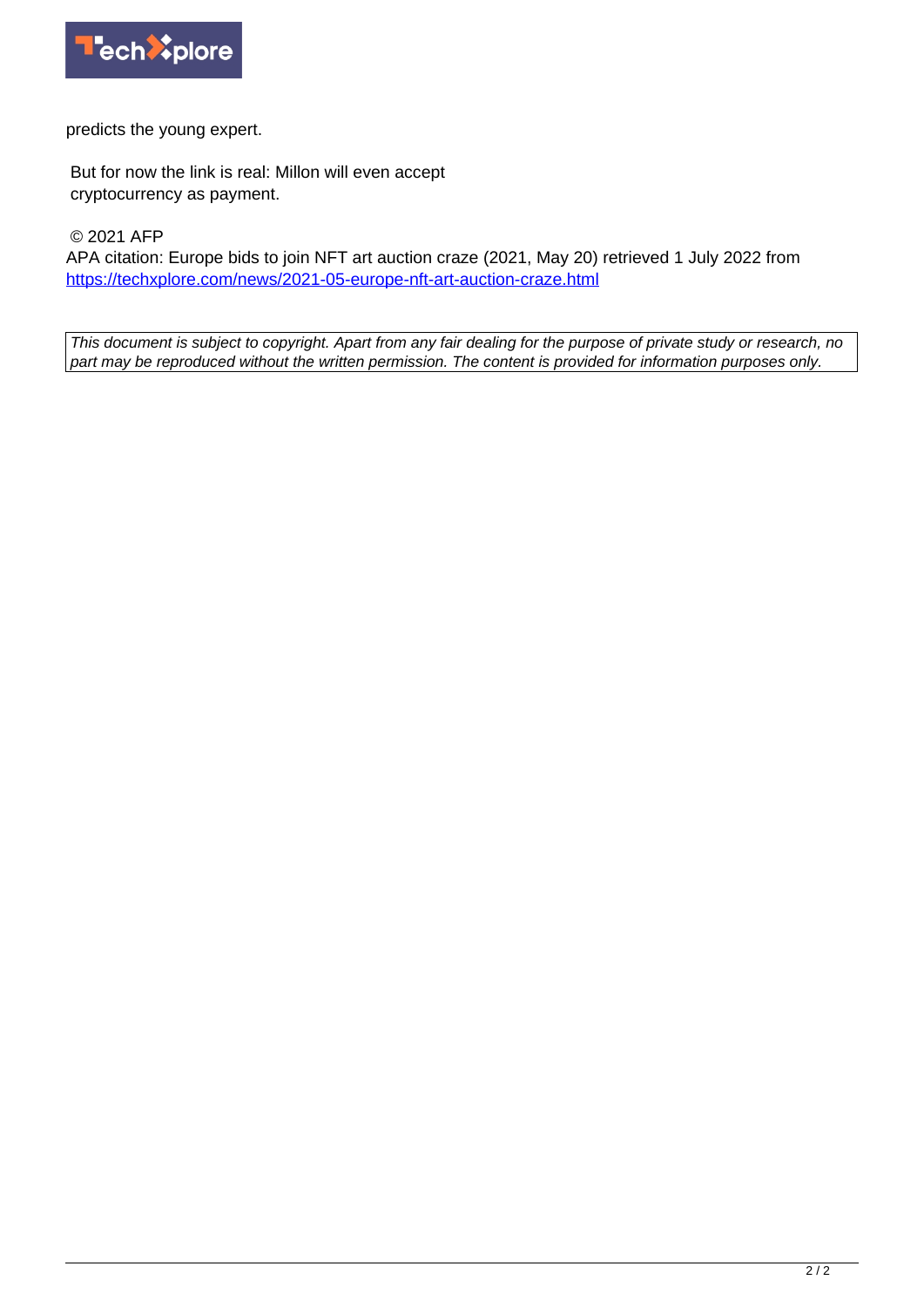predicts the young expert.

But for now the link is real: Millon will even accept cryptocurrency as payment.

© 2021 AFP

APA citation: Europe bids to join NFT art auction craze (2021, May 20) retrieved 1 July 2022 from https://techxplore.com/news/2021-05-europe-nft-art-auction-craze.html

*This document is subject to copyright. Apart from any fair dealing for the purpose of private study or research, no part may be reproduced without the written permission. The content is provided for information purposes only.*